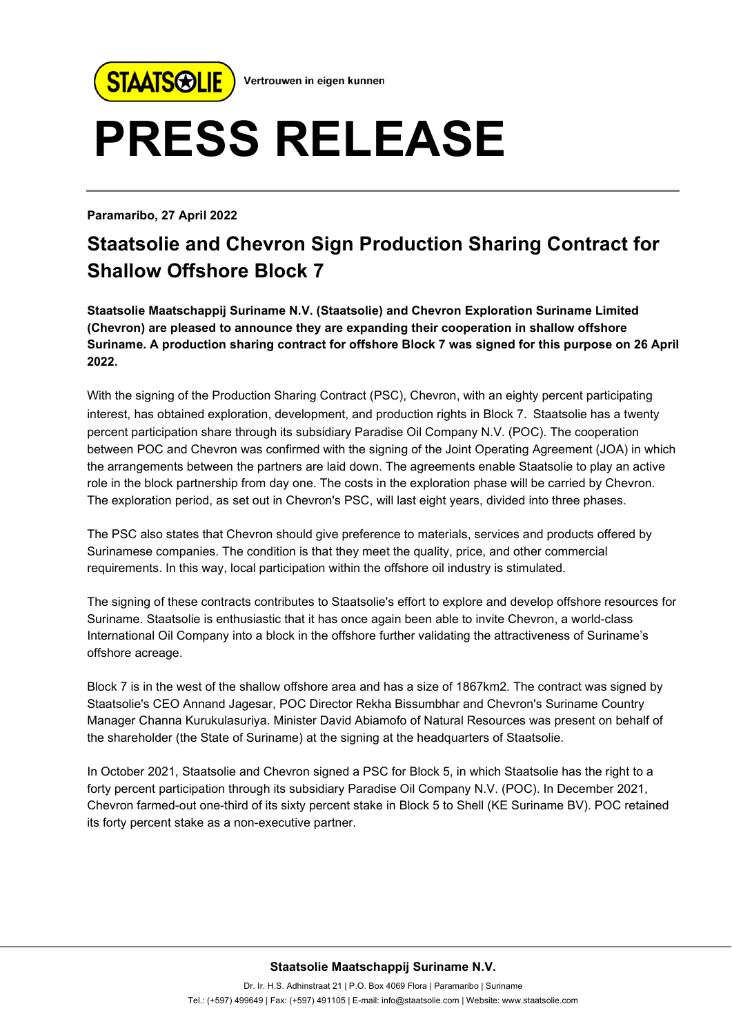STAATSOLIE Vertrouwen in eigen kunnen

# PRESS RELEASE

**Paramaribo, 27 April 2022**

## Staatsolie and Chevron Sign Production Sharing Contract for Shallow Offshore Block 7

**Staatsolie Maatschappij Suriname N.V. (Staatsolie) and Chevron Exploration Suriname Limited (Chevron) are pleased to announce they are expanding their cooperation in shallow offshore Suriname. A production sharing contract for offshore Block 7 was signed for this purpose on 26 April 2022.**

With the signing of the Production Sharing Contract (PSC), Chevron, with an eighty percent participating interest, has obtained exploration, development, and production rights in Block 7. Staatsolie has a twenty percent participation share through its subsidiary Paradise Oil Company N.V. (POC). The cooperation between POC and Chevron was confirmed with the signing of the Joint Operating Agreement (JOA) in which the arrangements between the partners are laid down. The agreements enable Staatsolie to play an active role in the block partnership from day one. The costs in the exploration phase will be carried by Chevron. The exploration period, as set out in Chevron's PSC, will last eight years, divided into three phases.

The PSC also states that Chevron should give preference to materials, services and products offered by Surinamese companies. The condition is that they meet the quality, price, and other commercial requirements. In this way, local participation within the offshore oil industry is stimulated.

The signing of these contracts contributes to Staatsolie's effort to explore and develop offshore resources for Suriname. Staatsolie is enthusiastic that it has once again been able to invite Chevron, a world-class International Oil Company into a block in the offshore further validating the attractiveness of Suriname's offshore acreage.

Block 7 is in the west of the shallow offshore area and has a size of 1867km2. The contract was signed by Staatsolie's CEO Annand Jagesar, POC Director Rekha Bissumbhar and Chevron's Suriname Country Manager Channa Kurukulasuriya. Minister David Abiamofo of Natural Resources was present on behalf of the shareholder (the State of Suriname) at the signing at the headquarters of Staatsolie.

In October 2021, Staatsolie and Chevron signed a PSC for Block 5, in which Staatsolie has the right to a forty percent participation through its subsidiary Paradise Oil Company N.V. (POC). In December 2021, Chevron farmed-out one-third of its sixty percent stake in Block 5 to Shell (KE Suriname BV). POC retained its forty percent stake as a non-executive partner.

**Staatsolie Maatschappij Suriname N.V.**

Dr. Ir. H.S. Adhinstraat 21 | P.O. Box 4069 Flora | Paramaribo | Suriname
Tel.: (+597) 499649 | Fax: (+597) 491105 | E-mail: info@staatsolie.com | Website: www.staatsolie.com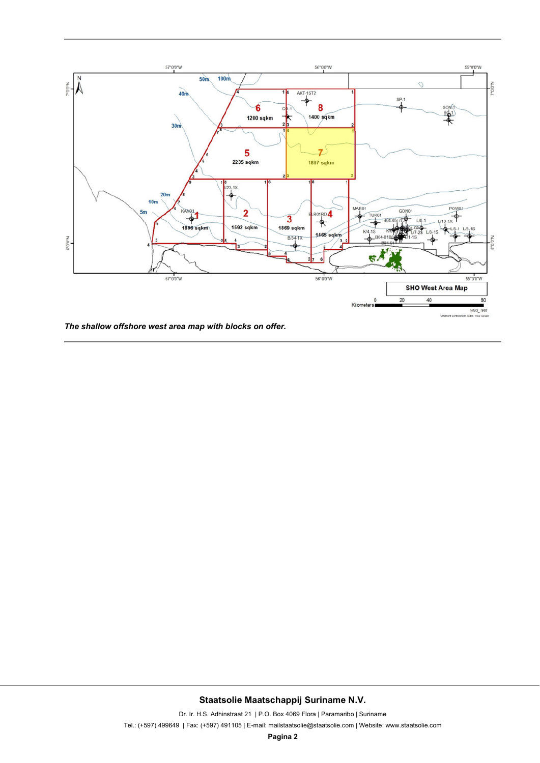57°0'0"W

56°0'0"W

55°0'0"W

7°0'0"N

6°0'0"N

N

50m

100m

40m

30m

20m

10m

5m

6

1200 sqkm

8

1400 sqkm

5

2235 sqkm

7

1867 sqkm

1

1896 sqkm

2

1592 sqkm

3

1869 sqkm

4

1465 sqkm

AKT-1ST2

CO-1

SP-1

SON-1

SC-1

I/23-1X

KAN01

ELR01RD

B/34-1X

MAR01

TUK01

GON01

POW01

L/8-1

L/10-1X

L/5-1

L/6-1S

L/3-1S

L/7-2S

K/4-1S

SHO West Area Map

Kilometers

0

20

40

80

WGS_1984

*The shallow offshore west area map with blocks on offer.*